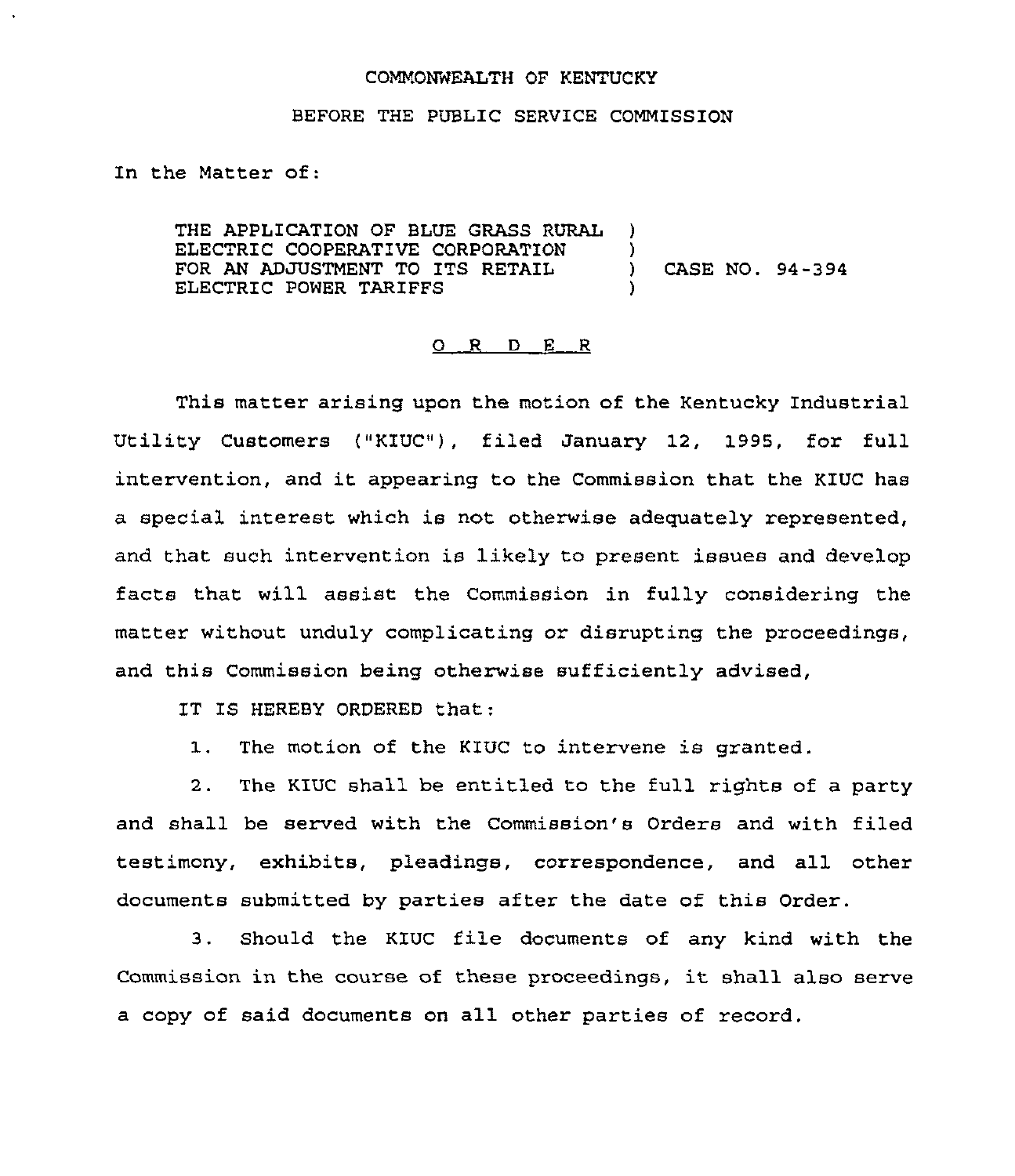COMMONWEALTH OF KENTUCKY

BEFORE THE PUBLIC SERVICE COMMISSION

In the Matter of:

THE APPLICATION OF BLUE GRASS RURAL )
ELECTRIC COOPERATIVE CORPORATION )
FOR AN ADJUSTMENT TO ITS RETAIL ) CASE NO. 94-394
ELECTRIC POWER TARIFFS )

O R D E R

This matter arising upon the motion of the Kentucky Industrial Utility Customers ("KIUC"), filed January 12, 1995, for full intervention, and it appearing to the Commission that the KIUC has a special interest which is not otherwise adequately represented, and that such intervention is likely to present issues and develop facts that will assist the Commission in fully considering the matter without unduly complicating or disrupting the proceedings, and this Commission being otherwise sufficiently advised,

IT IS HEREBY ORDERED that:

1. The motion of the KIUC to intervene is granted.

2. The KIUC shall be entitled to the full rights of a party and shall be served with the Commission's Orders and with filed testimony, exhibits, pleadings, correspondence, and all other documents submitted by parties after the date of this Order.

3. Should the KIUC file documents of any kind with the Commission in the course of these proceedings, it shall also serve a copy of said documents on all other parties of record.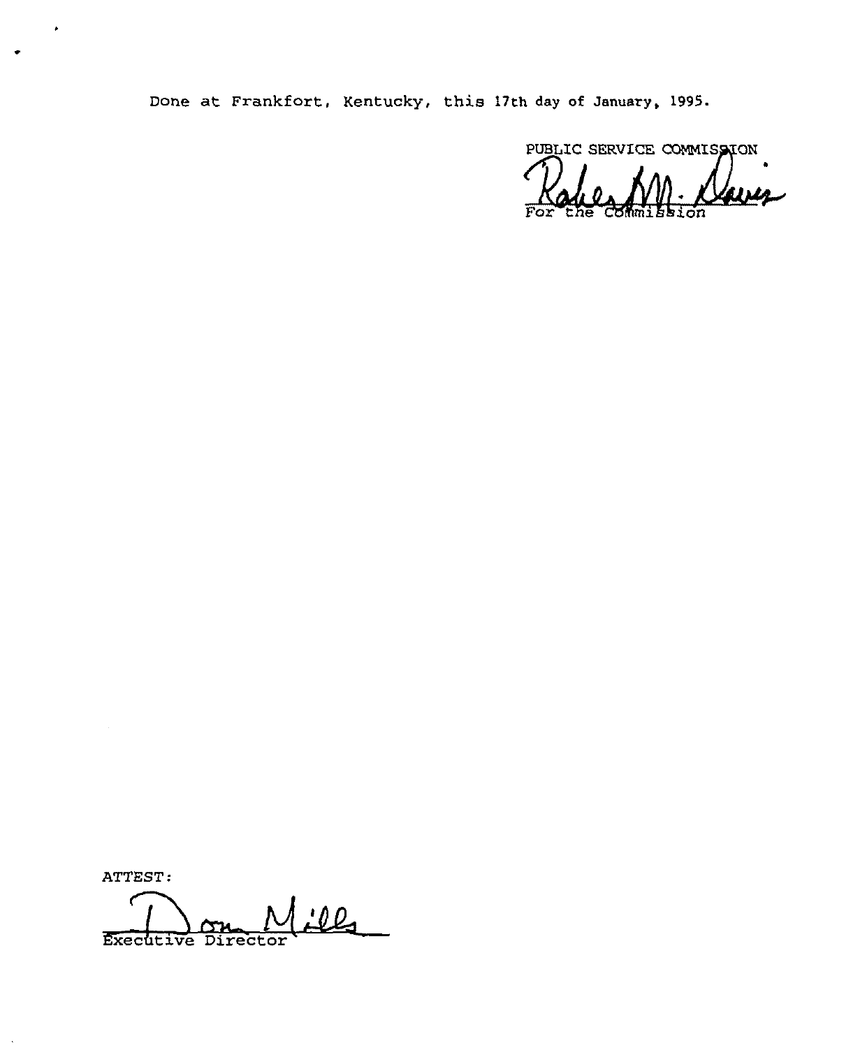Done at Frankfort, Kentucky, this 17th day of January, 1995.

PUBLIC SERVICE COMMISSION

For the Commission

ATTEST:

Executive Director